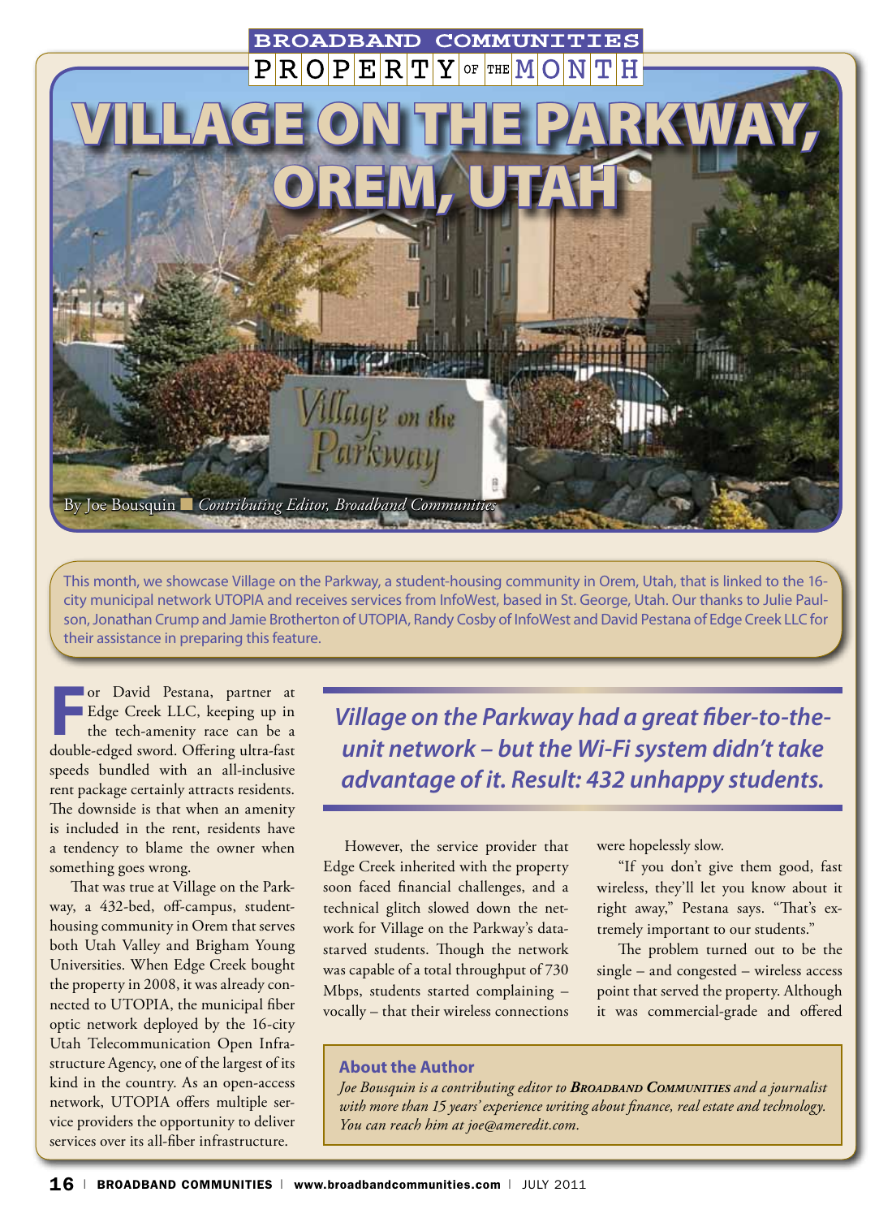BROADBAND COMMUNITIES

PROPERTY OF THE MONTH

# VILLAGE ON THE PARKWAY, OREM, UTAH

By Joe Bousquin ■ *Contributing Editor, Broadband Communities*

This month, we showcase Village on the Parkway, a student-housing community in Orem, Utah, that is linked to the 16-city municipal network UTOPIA and receives services from InfoWest, based in St. George, Utah. Our thanks to Julie Paulson, Jonathan Crump and Jamie Brotherton of UTOPIA, Randy Cosby of InfoWest and David Pestana of Edge Creek LLC for their assistance in preparing this feature.

***Village on the Parkway had a great fiber-to-the-unit network – but the Wi-Fi system didn't take advantage of it. Result: 432 unhappy students.***

For David Pestana, partner at Edge Creek LLC, keeping up in the tech-amenity race can be a double-edged sword. Offering ultra-fast speeds bundled with an all-inclusive rent package certainly attracts residents. The downside is that when an amenity is included in the rent, residents have a tendency to blame the owner when something goes wrong.

That was true at Village on the Parkway, a 432-bed, off-campus, student-housing community in Orem that serves both Utah Valley and Brigham Young Universities. When Edge Creek bought the property in 2008, it was already connected to UTOPIA, the municipal fiber optic network deployed by the 16-city Utah Telecommunication Open Infrastructure Agency, one of the largest of its kind in the country. As an open-access network, UTOPIA offers multiple service providers the opportunity to deliver services over its all-fiber infrastructure.

However, the service provider that Edge Creek inherited with the property soon faced financial challenges, and a technical glitch slowed down the network for Village on the Parkway's data-starved students. Though the network was capable of a total throughput of 730 Mbps, students started complaining – vocally – that their wireless connections were hopelessly slow.

"If you don't give them good, fast wireless, they'll let you know about it right away," Pestana says. "That's extremely important to our students."

The problem turned out to be the single – and congested – wireless access point that served the property. Although it was commercial-grade and offered

### About the Author

*Joe Bousquin is a contributing editor to **Broadband Communities** and a journalist with more than 15 years' experience writing about finance, real estate and technology. You can reach him at joe@ameredit.com.*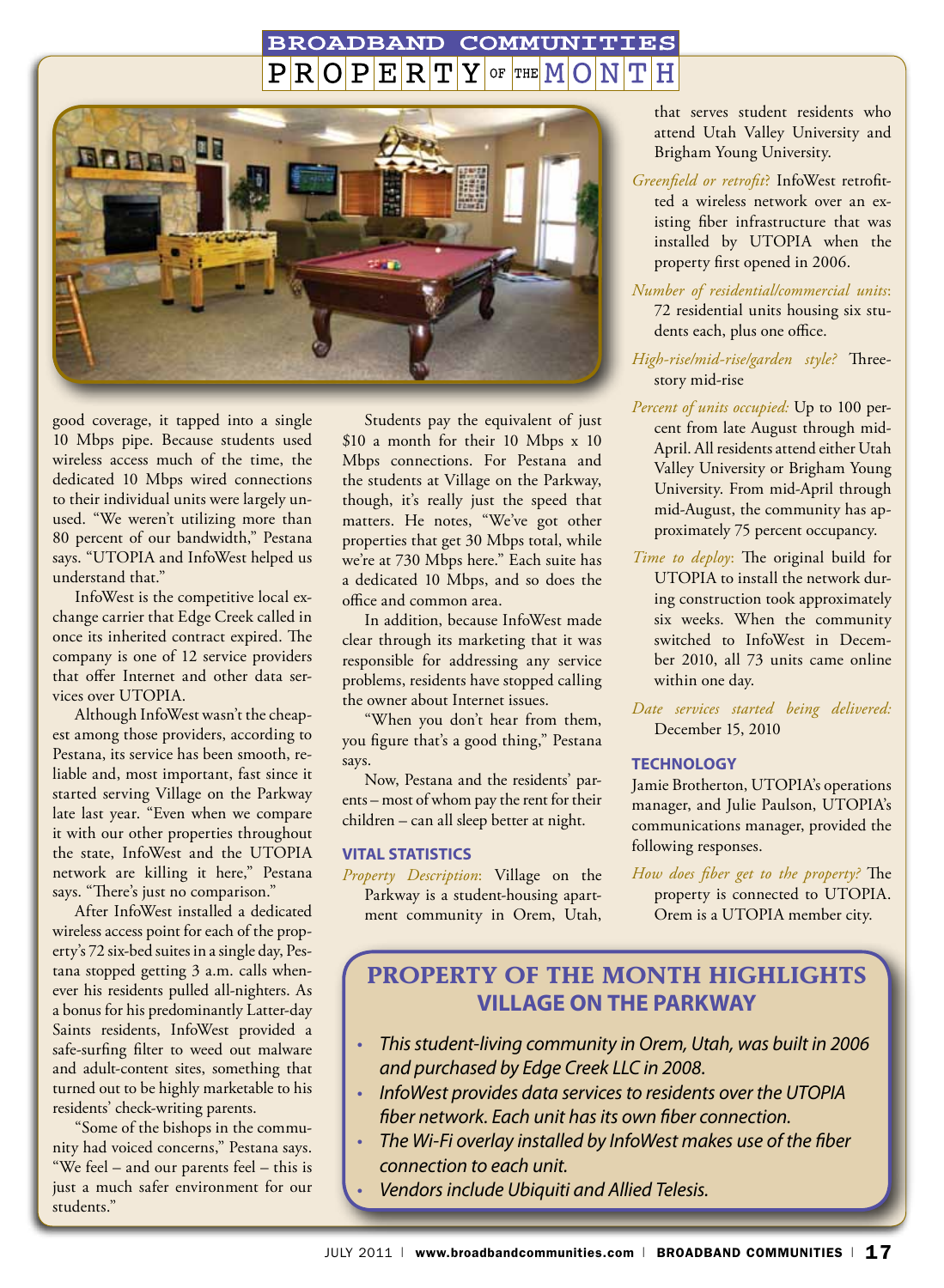good coverage, it tapped into a single 10 Mbps pipe. Because students used wireless access much of the time, the dedicated 10 Mbps wired connections to their individual units were largely unused. "We weren't utilizing more than 80 percent of our bandwidth," Pestana says. "UTOPIA and InfoWest helped us understand that."

InfoWest is the competitive local exchange carrier that Edge Creek called in once its inherited contract expired. The company is one of 12 service providers that offer Internet and other data services over UTOPIA.

Although InfoWest wasn't the cheapest among those providers, according to Pestana, its service has been smooth, reliable and, most important, fast since it started serving Village on the Parkway late last year. "Even when we compare it with our other properties throughout the state, InfoWest and the UTOPIA network are killing it here," Pestana says. "There's just no comparison."

After InfoWest installed a dedicated wireless access point for each of the property's 72 six-bed suites in a single day, Pestana stopped getting 3 a.m. calls whenever his residents pulled all-nighters. As a bonus for his predominantly Latter-day Saints residents, InfoWest provided a safe-surfing filter to weed out malware and adult-content sites, something that turned out to be highly marketable to his residents' check-writing parents.

"Some of the bishops in the community had voiced concerns," Pestana says. "We feel – and our parents feel – this is just a much safer environment for our students."

Students pay the equivalent of just $10 a month for their 10 Mbps x 10 Mbps connections. For Pestana and the students at Village on the Parkway, though, it's really just the speed that matters. He notes, "We've got other properties that get 30 Mbps total, while we're at 730 Mbps here." Each suite has a dedicated 10 Mbps, and so does the office and common area.

In addition, because InfoWest made clear through its marketing that it was responsible for addressing any service problems, residents have stopped calling the owner about Internet issues.

"When you don't hear from them, you figure that's a good thing," Pestana says.

Now, Pestana and the residents' parents – most of whom pay the rent for their children – can all sleep better at night.

### VITAL STATISTICS

*Property Description*: Village on the Parkway is a student-housing apartment community in Orem, Utah, that serves student residents who attend Utah Valley University and Brigham Young University.

*Greenfield or retrofit?* InfoWest retrofitted a wireless network over an existing fiber infrastructure that was installed by UTOPIA when the property first opened in 2006.

*Number of residential/commercial units*: 72 residential units housing six students each, plus one office.

*High-rise/mid-rise/garden style?* Three-story mid-rise

*Percent of units occupied:* Up to 100 percent from late August through mid-April. All residents attend either Utah Valley University or Brigham Young University. From mid-April through mid-August, the community has approximately 75 percent occupancy.

*Time to deploy*: The original build for UTOPIA to install the network during construction took approximately six weeks. When the community switched to InfoWest in December 2010, all 73 units came online within one day.

*Date services started being delivered:* December 15, 2010

### TECHNOLOGY

Jamie Brotherton, UTOPIA's operations manager, and Julie Paulson, UTOPIA's communications manager, provided the following responses.

*How does fiber get to the property?* The property is connected to UTOPIA. Orem is a UTOPIA member city.

## PROPERTY OF THE MONTH HIGHLIGHTS
### VILLAGE ON THE PARKWAY

- *This student-living community in Orem, Utah, was built in 2006 and purchased by Edge Creek LLC in 2008.*
- *InfoWest provides data services to residents over the UTOPIA fiber network. Each unit has its own fiber connection.*
- *The Wi-Fi overlay installed by InfoWest makes use of the fiber connection to each unit.*
- *Vendors include Ubiquiti and Allied Telesis.*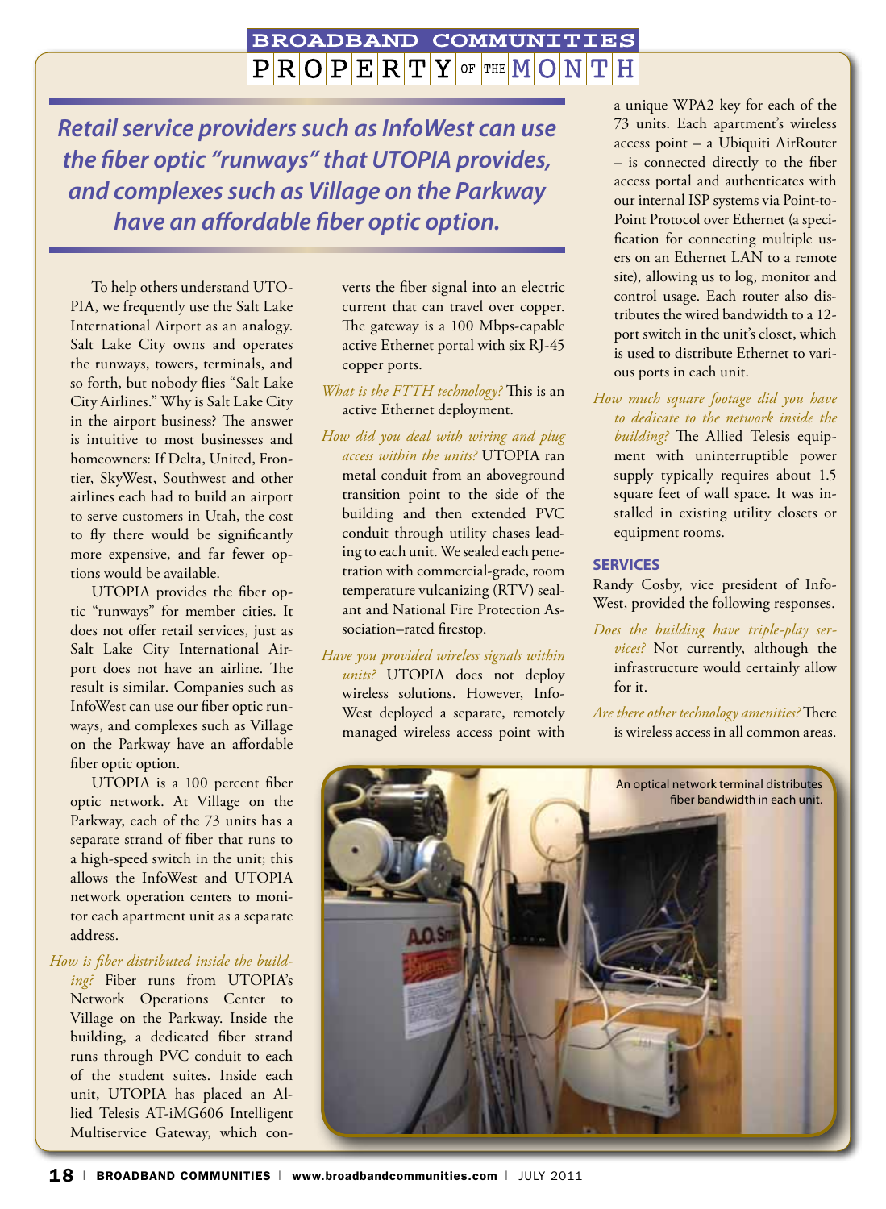*Retail service providers such as InfoWest can use the fiber optic "runways" that UTOPIA provides, and complexes such as Village on the Parkway have an affordable fiber optic option.*

To help others understand UTOPIA, we frequently use the Salt Lake International Airport as an analogy. Salt Lake City owns and operates the runways, towers, terminals, and so forth, but nobody flies "Salt Lake City Airlines." Why is Salt Lake City in the airport business? The answer is intuitive to most businesses and homeowners: If Delta, United, Frontier, SkyWest, Southwest and other airlines each had to build an airport to serve customers in Utah, the cost to fly there would be significantly more expensive, and far fewer options would be available.

UTOPIA provides the fiber optic "runways" for member cities. It does not offer retail services, just as Salt Lake City International Airport does not have an airline. The result is similar. Companies such as InfoWest can use our fiber optic runways, and complexes such as Village on the Parkway have an affordable fiber optic option.

UTOPIA is a 100 percent fiber optic network. At Village on the Parkway, each of the 73 units has a separate strand of fiber that runs to a high-speed switch in the unit; this allows the InfoWest and UTOPIA network operation centers to monitor each apartment unit as a separate address.

*How is fiber distributed inside the building?* Fiber runs from UTOPIA's Network Operations Center to Village on the Parkway. Inside the building, a dedicated fiber strand runs through PVC conduit to each of the student suites. Inside each unit, UTOPIA has placed an Allied Telesis AT-iMG606 Intelligent Multiservice Gateway, which converts the fiber signal into an electric current that can travel over copper. The gateway is a 100 Mbps-capable active Ethernet portal with six RJ-45 copper ports.

*What is the FTTH technology?* This is an active Ethernet deployment.

*How did you deal with wiring and plug access within the units?* UTOPIA ran metal conduit from an aboveground transition point to the side of the building and then extended PVC conduit through utility chases leading to each unit. We sealed each penetration with commercial-grade, room temperature vulcanizing (RTV) sealant and National Fire Protection Association–rated firestop.

*Have you provided wireless signals within units?* UTOPIA does not deploy wireless solutions. However, InfoWest deployed a separate, remotely managed wireless access point with a unique WPA2 key for each of the 73 units. Each apartment's wireless access point – a Ubiquiti AirRouter – is connected directly to the fiber access portal and authenticates with our internal ISP systems via Point-to-Point Protocol over Ethernet (a specification for connecting multiple users on an Ethernet LAN to a remote site), allowing us to log, monitor and control usage. Each router also distributes the wired bandwidth to a 12-port switch in the unit's closet, which is used to distribute Ethernet to various ports in each unit.

*How much square footage did you have to dedicate to the network inside the building?* The Allied Telesis equipment with uninterruptible power supply typically requires about 1.5 square feet of wall space. It was installed in existing utility closets or equipment rooms.

## SERVICES

Randy Cosby, vice president of InfoWest, provided the following responses.

*Does the building have triple-play services?* Not currently, although the infrastructure would certainly allow for it.

*Are there other technology amenities?* There is wireless access in all common areas.

An optical network terminal distributes fiber bandwidth in each unit.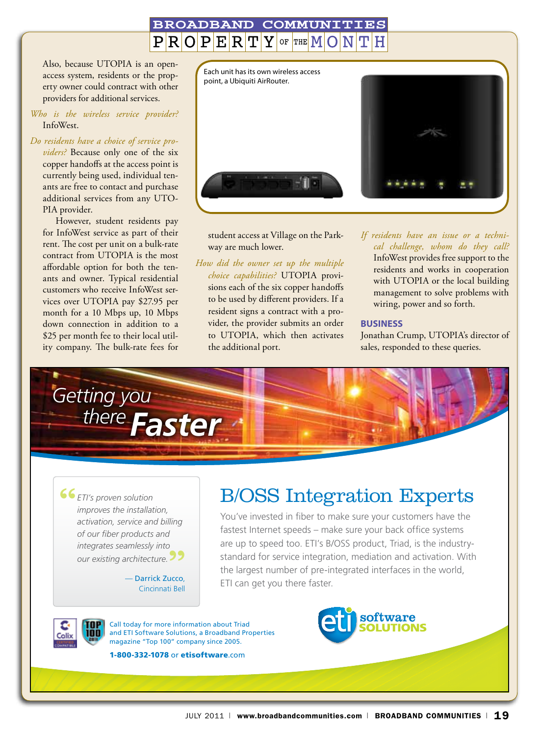Also, because UTOPIA is an open-access system, residents or the property owner could contract with other providers for additional services.

*Who is the wireless service provider?* InfoWest.

*Do residents have a choice of service providers?* Because only one of the six copper handoffs at the access point is currently being used, individual tenants are free to contact and purchase additional services from any UTOPIA provider.

However, student residents pay for InfoWest service as part of their rent. The cost per unit on a bulk-rate contract from UTOPIA is the most affordable option for both the tenants and owner. Typical residential customers who receive InfoWest services over UTOPIA pay $27.95 per month for a 10 Mbps up, 10 Mbps down connection in addition to a $25 per month fee to their local utility company. The bulk-rate fees for student access at Village on the Parkway are much lower.

Each unit has its own wireless access point, a Ubiquiti AirRouter.

*How did the owner set up the multiple choice capabilities?* UTOPIA provisions each of the six copper handoffs to be used by different providers. If a resident signs a contract with a provider, the provider submits an order to UTOPIA, which then activates the additional port.

*If residents have an issue or a technical challenge, whom do they call?* InfoWest provides free support to the residents and works in cooperation with UTOPIA or the local building management to solve problems with wiring, power and so forth.

## BUSINESS

Jonathan Crump, UTOPIA's director of sales, responded to these queries.

---

Getting you there **Faster**

> "ETI's proven solution improves the installation, activation, service and billing of our fiber products and integrates seamlessly into our existing architecture."
>
> — Darrick Zucco, Cincinnati Bell

## B/OSS Integration Experts

You've invested in fiber to make sure your customers have the fastest Internet speeds – make sure your back office systems are up to speed too. ETI's B/OSS product, Triad, is the industry-standard for service integration, mediation and activation. With the largest number of pre-integrated interfaces in the world, ETI can get you there faster.

Call today for more information about Triad and ETI Software Solutions, a Broadband Properties magazine "Top 100" company since 2005.

**1-800-332-1078** or **etisoftware**.com

eti software SOLUTIONS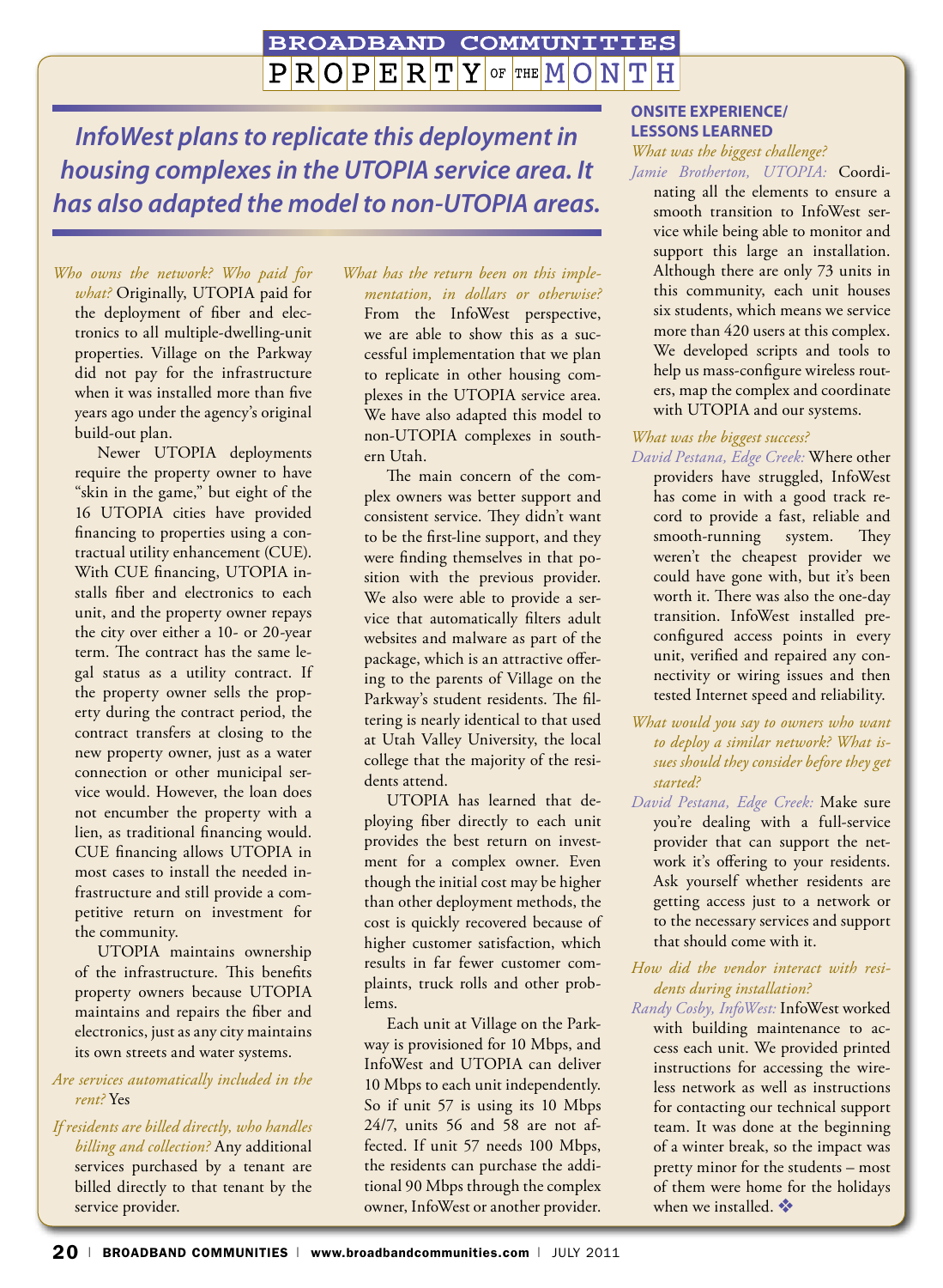BROADBAND COMMUNITIES PROPERTY OF THE MONTH

**InfoWest plans to replicate this deployment in housing complexes in the UTOPIA service area. It has also adapted the model to non-UTOPIA areas.**

*Who owns the network? Who paid for what?* Originally, UTOPIA paid for the deployment of fiber and electronics to all multiple-dwelling-unit properties. Village on the Parkway did not pay for the infrastructure when it was installed more than five years ago under the agency's original build-out plan.

Newer UTOPIA deployments require the property owner to have "skin in the game," but eight of the 16 UTOPIA cities have provided financing to properties using a contractual utility enhancement (CUE). With CUE financing, UTOPIA installs fiber and electronics to each unit, and the property owner repays the city over either a 10- or 20-year term. The contract has the same legal status as a utility contract. If the property owner sells the property during the contract period, the contract transfers at closing to the new property owner, just as a water connection or other municipal service would. However, the loan does not encumber the property with a lien, as traditional financing would. CUE financing allows UTOPIA in most cases to install the needed infrastructure and still provide a competitive return on investment for the community.

UTOPIA maintains ownership of the infrastructure. This benefits property owners because UTOPIA maintains and repairs the fiber and electronics, just as any city maintains its own streets and water systems.

*Are services automatically included in the rent?* Yes

*If residents are billed directly, who handles billing and collection?* Any additional services purchased by a tenant are billed directly to that tenant by the service provider.

*What has the return been on this implementation, in dollars or otherwise?* From the InfoWest perspective, we are able to show this as a successful implementation that we plan to replicate in other housing complexes in the UTOPIA service area. We have also adapted this model to non-UTOPIA complexes in southern Utah.

The main concern of the complex owners was better support and consistent service. They didn't want to be the first-line support, and they were finding themselves in that position with the previous provider. We also were able to provide a service that automatically filters adult websites and malware as part of the package, which is an attractive offering to the parents of Village on the Parkway's student residents. The filtering is nearly identical to that used at Utah Valley University, the local college that the majority of the residents attend.

UTOPIA has learned that deploying fiber directly to each unit provides the best return on investment for a complex owner. Even though the initial cost may be higher than other deployment methods, the cost is quickly recovered because of higher customer satisfaction, which results in far fewer customer complaints, truck rolls and other problems.

Each unit at Village on the Parkway is provisioned for 10 Mbps, and InfoWest and UTOPIA can deliver 10 Mbps to each unit independently. So if unit 57 is using its 10 Mbps 24/7, units 56 and 58 are not affected. If unit 57 needs 100 Mbps, the residents can purchase the additional 90 Mbps through the complex owner, InfoWest or another provider.

## ONSITE EXPERIENCE/ LESSONS LEARNED

*What was the biggest challenge?*

*Jamie Brotherton, UTOPIA:* Coordinating all the elements to ensure a smooth transition to InfoWest service while being able to monitor and support this large an installation. Although there are only 73 units in this community, each unit houses six students, which means we service more than 420 users at this complex. We developed scripts and tools to help us mass-configure wireless routers, map the complex and coordinate with UTOPIA and our systems.

*What was the biggest success?*

*David Pestana, Edge Creek:* Where other providers have struggled, InfoWest has come in with a good track record to provide a fast, reliable and smooth-running system. They weren't the cheapest provider we could have gone with, but it's been worth it. There was also the one-day transition. InfoWest installed preconfigured access points in every unit, verified and repaired any connectivity or wiring issues and then tested Internet speed and reliability.

*What would you say to owners who want to deploy a similar network? What issues should they consider before they get started?*

*David Pestana, Edge Creek:* Make sure you're dealing with a full-service provider that can support the network it's offering to your residents. Ask yourself whether residents are getting access just to a network or to the necessary services and support that should come with it.

*How did the vendor interact with residents during installation?*

*Randy Cosby, InfoWest:* InfoWest worked with building maintenance to access each unit. We provided printed instructions for accessing the wireless network as well as instructions for contacting our technical support team. It was done at the beginning of a winter break, so the impact was pretty minor for the students – most of them were home for the holidays when we installed. ❖